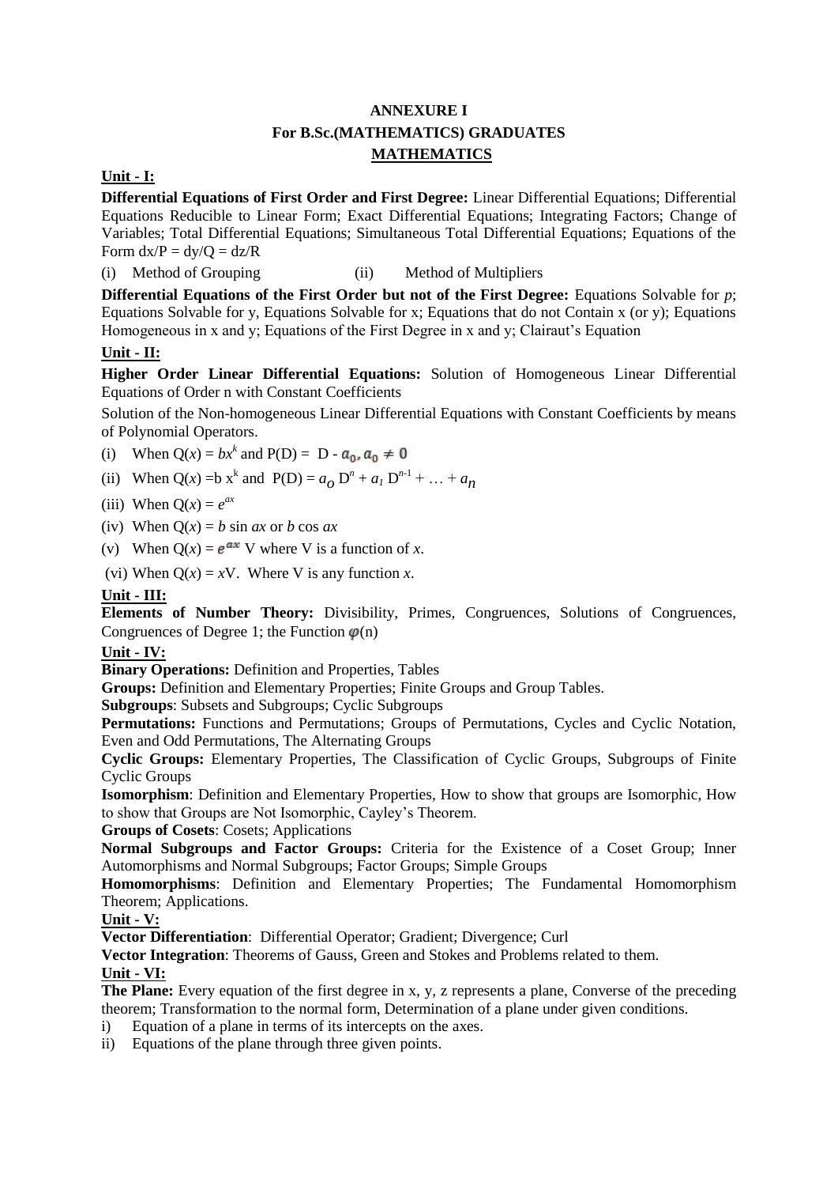# ANNEXURE I
## For B.Sc.(MATHEMATICS) GRADUATES
## MATHEMATICS

**Unit - I:**

**Differential Equations of First Order and First Degree:** Linear Differential Equations; Differential Equations Reducible to Linear Form; Exact Differential Equations; Integrating Factors; Change of Variables; Total Differential Equations; Simultaneous Total Differential Equations; Equations of the Form $dx/P = dy/Q = dz/R$

(i) Method of Grouping (ii) Method of Multipliers

**Differential Equations of the First Order but not of the First Degree:** Equations Solvable for *p*; Equations Solvable for y, Equations Solvable for x; Equations that do not Contain x (or y); Equations Homogeneous in x and y; Equations of the First Degree in x and y; Clairaut's Equation

**Unit - II:**

**Higher Order Linear Differential Equations:** Solution of Homogeneous Linear Differential Equations of Order n with Constant Coefficients

Solution of the Non-homogeneous Linear Differential Equations with Constant Coefficients by means of Polynomial Operators.

(i) When $Q(x) = bx^k$ and $P(D) = D - a_0, a_0 \neq 0$

(ii) When $Q(x) = b\, x^k$ and $P(D) = a_o D^n + a_1 D^{n-1} + \ldots + a_n$

(iii) When $Q(x) = e^{ax}$

(iv) When $Q(x) = b \sin ax$ or $b \cos ax$

(v) When $Q(x) = e^{ax}$ V where V is a function of *x*.

(vi) When $Q(x) = x$V. Where V is any function *x*.

**Unit - III:**

**Elements of Number Theory:** Divisibility, Primes, Congruences, Solutions of Congruences, Congruences of Degree 1; the Function $\varphi(n)$

**Unit - IV:**

**Binary Operations:** Definition and Properties, Tables

**Groups:** Definition and Elementary Properties; Finite Groups and Group Tables.

**Subgroups**: Subsets and Subgroups; Cyclic Subgroups

**Permutations:** Functions and Permutations; Groups of Permutations, Cycles and Cyclic Notation, Even and Odd Permutations, The Alternating Groups

**Cyclic Groups:** Elementary Properties, The Classification of Cyclic Groups, Subgroups of Finite Cyclic Groups

**Isomorphism**: Definition and Elementary Properties, How to show that groups are Isomorphic, How to show that Groups are Not Isomorphic, Cayley's Theorem.

**Groups of Cosets**: Cosets; Applications

**Normal Subgroups and Factor Groups:** Criteria for the Existence of a Coset Group; Inner Automorphisms and Normal Subgroups; Factor Groups; Simple Groups

**Homomorphisms**: Definition and Elementary Properties; The Fundamental Homomorphism Theorem; Applications.

**Unit - V:**

**Vector Differentiation**: Differential Operator; Gradient; Divergence; Curl

**Vector Integration**: Theorems of Gauss, Green and Stokes and Problems related to them.

**Unit - VI:**

**The Plane:** Every equation of the first degree in x, y, z represents a plane, Converse of the preceding theorem; Transformation to the normal form, Determination of a plane under given conditions.

i) Equation of a plane in terms of its intercepts on the axes.

ii) Equations of the plane through three given points.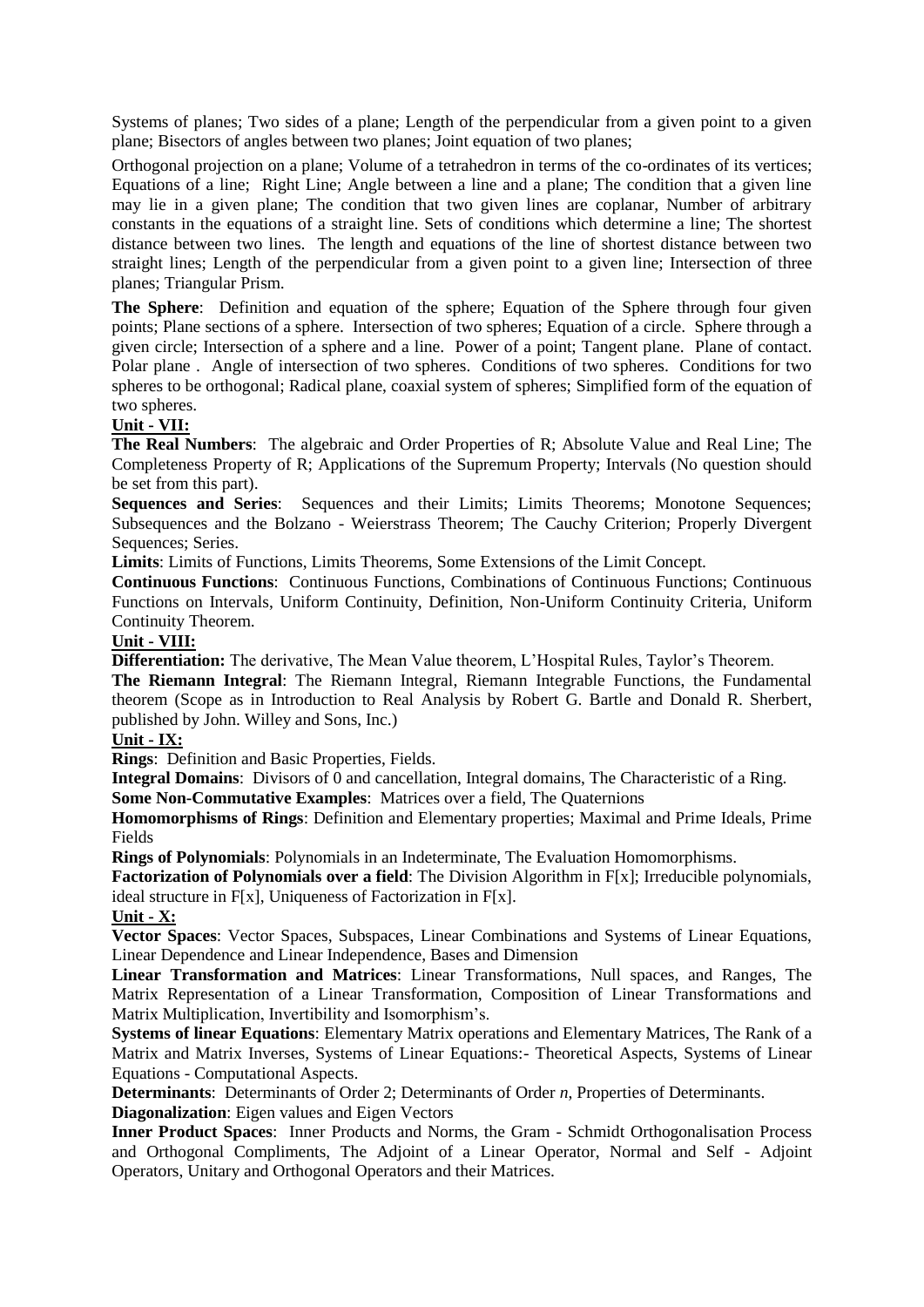Systems of planes; Two sides of a plane; Length of the perpendicular from a given point to a given plane; Bisectors of angles between two planes; Joint equation of two planes;

Orthogonal projection on a plane; Volume of a tetrahedron in terms of the co-ordinates of its vertices; Equations of a line; Right Line; Angle between a line and a plane; The condition that a given line may lie in a given plane; The condition that two given lines are coplanar, Number of arbitrary constants in the equations of a straight line. Sets of conditions which determine a line; The shortest distance between two lines. The length and equations of the line of shortest distance between two straight lines; Length of the perpendicular from a given point to a given line; Intersection of three planes; Triangular Prism.

**The Sphere**: Definition and equation of the sphere; Equation of the Sphere through four given points; Plane sections of a sphere. Intersection of two spheres; Equation of a circle. Sphere through a given circle; Intersection of a sphere and a line. Power of a point; Tangent plane. Plane of contact. Polar plane . Angle of intersection of two spheres. Conditions of two spheres. Conditions for two spheres to be orthogonal; Radical plane, coaxial system of spheres; Simplified form of the equation of two spheres.

**Unit - VII:**

**The Real Numbers**: The algebraic and Order Properties of R; Absolute Value and Real Line; The Completeness Property of R; Applications of the Supremum Property; Intervals (No question should be set from this part).

**Sequences and Series**: Sequences and their Limits; Limits Theorems; Monotone Sequences; Subsequences and the Bolzano - Weierstrass Theorem; The Cauchy Criterion; Properly Divergent Sequences; Series.

**Limits**: Limits of Functions, Limits Theorems, Some Extensions of the Limit Concept.

**Continuous Functions**: Continuous Functions, Combinations of Continuous Functions; Continuous Functions on Intervals, Uniform Continuity, Definition, Non-Uniform Continuity Criteria, Uniform Continuity Theorem.

**Unit - VIII:**

**Differentiation:** The derivative, The Mean Value theorem, L'Hospital Rules, Taylor's Theorem.

**The Riemann Integral**: The Riemann Integral, Riemann Integrable Functions, the Fundamental theorem (Scope as in Introduction to Real Analysis by Robert G. Bartle and Donald R. Sherbert, published by John. Willey and Sons, Inc.)

**Unit - IX:**

**Rings**: Definition and Basic Properties, Fields.

**Integral Domains**: Divisors of 0 and cancellation, Integral domains, The Characteristic of a Ring.

**Some Non-Commutative Examples**: Matrices over a field, The Quaternions

**Homomorphisms of Rings**: Definition and Elementary properties; Maximal and Prime Ideals, Prime Fields

**Rings of Polynomials**: Polynomials in an Indeterminate, The Evaluation Homomorphisms.

**Factorization of Polynomials over a field**: The Division Algorithm in F[x]; Irreducible polynomials, ideal structure in F[x], Uniqueness of Factorization in F[x].

**Unit - X:**

**Vector Spaces**: Vector Spaces, Subspaces, Linear Combinations and Systems of Linear Equations, Linear Dependence and Linear Independence, Bases and Dimension

**Linear Transformation and Matrices**: Linear Transformations, Null spaces, and Ranges, The Matrix Representation of a Linear Transformation, Composition of Linear Transformations and Matrix Multiplication, Invertibility and Isomorphism's.

**Systems of linear Equations**: Elementary Matrix operations and Elementary Matrices, The Rank of a Matrix and Matrix Inverses, Systems of Linear Equations:- Theoretical Aspects, Systems of Linear Equations - Computational Aspects.

**Determinants**: Determinants of Order 2; Determinants of Order *n*, Properties of Determinants.

**Diagonalization**: Eigen values and Eigen Vectors

**Inner Product Spaces**: Inner Products and Norms, the Gram - Schmidt Orthogonalisation Process and Orthogonal Compliments, The Adjoint of a Linear Operator, Normal and Self - Adjoint Operators, Unitary and Orthogonal Operators and their Matrices.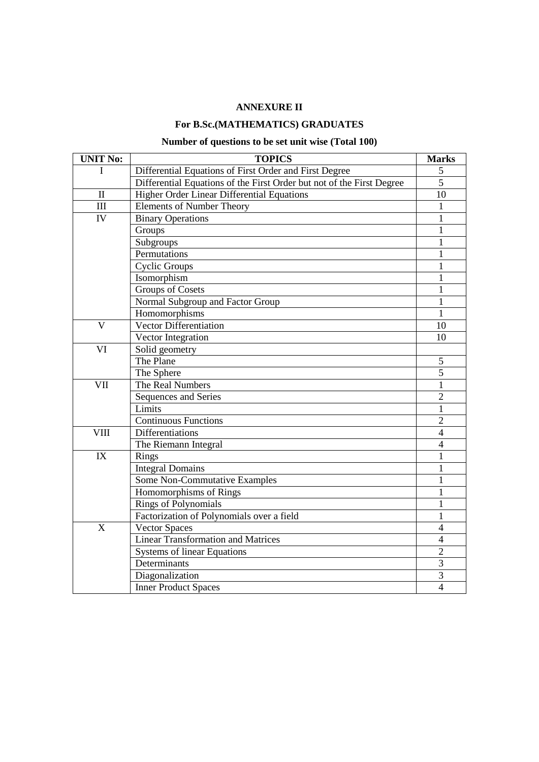**ANNEXURE II**

**For B.Sc.(MATHEMATICS) GRADUATES**

**Number of questions to be set unit wise (Total 100)**

| UNIT No: | TOPICS | Marks |
|---|---|---|
| I | Differential Equations of First Order and First Degree | 5 |
| | Differential Equations of the First Order but not of the First Degree | 5 |
| II | Higher Order Linear Differential Equations | 10 |
| III | Elements of Number Theory | 1 |
| IV | Binary Operations | 1 |
| | Groups | 1 |
| | Subgroups | 1 |
| | Permutations | 1 |
| | Cyclic Groups | 1 |
| | Isomorphism | 1 |
| | Groups of Cosets | 1 |
| | Normal Subgroup and Factor Group | 1 |
| | Homomorphisms | 1 |
| V | Vector Differentiation | 10 |
| | Vector Integration | 10 |
| VI | Solid geometry | |
| | The Plane | 5 |
| | The Sphere | 5 |
| VII | The Real Numbers | 1 |
| | Sequences and Series | 2 |
| | Limits | 1 |
| | Continuous Functions | 2 |
| VIII | Differentiations | 4 |
| | The Riemann Integral | 4 |
| IX | Rings | 1 |
| | Integral Domains | 1 |
| | Some Non-Commutative Examples | 1 |
| | Homomorphisms of Rings | 1 |
| | Rings of Polynomials | 1 |
| | Factorization of Polynomials over a field | 1 |
| X | Vector Spaces | 4 |
| | Linear Transformation and Matrices | 4 |
| | Systems of linear Equations | 2 |
| | Determinants | 3 |
| | Diagonalization | 3 |
| | Inner Product Spaces | 4 |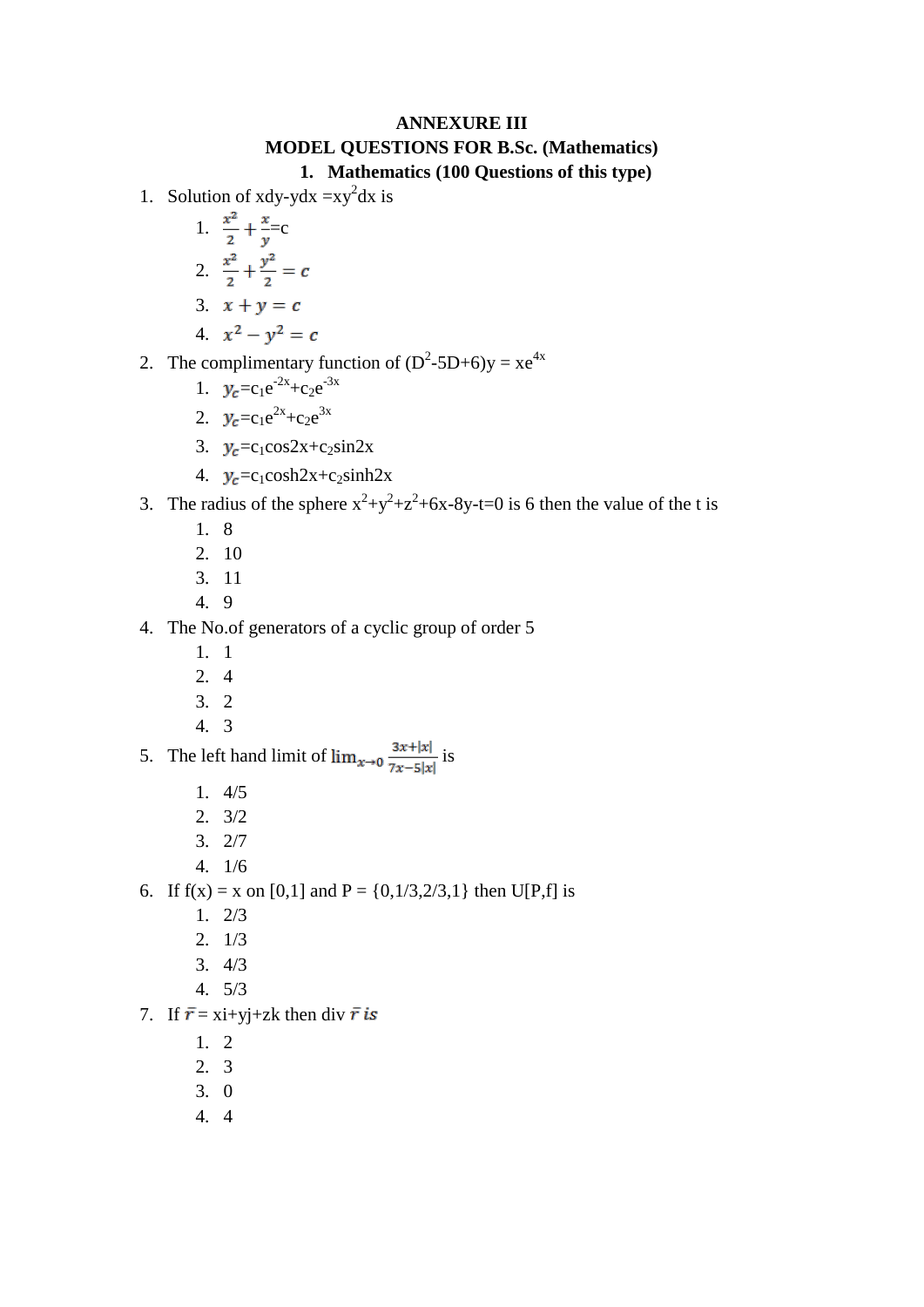**ANNEXURE III**

**MODEL QUESTIONS FOR B.Sc. (Mathematics)**

**1. Mathematics (100 Questions of this type)**

1. Solution of xdy-ydx $=xy^2$dx is
   1. $\frac{x^2}{2}+\frac{x}{y}$=c
   2. $\frac{x^2}{2}+\frac{y^2}{2}=c$
   3. $x+y=c$
   4. $x^2-y^2=c$
2. The complimentary function of $(D^2-5D+6)y = xe^{4x}$
   1. $y_c=c_1e^{-2x}+c_2e^{-3x}$
   2. $y_c=c_1e^{2x}+c_2e^{3x}$
   3. $y_c=c_1\cos 2x+c_2\sin 2x$
   4. $y_c=c_1\cosh 2x+c_2\sinh 2x$
3. The radius of the sphere $x^2+y^2+z^2+6x-8y-t=0$ is 6 then the value of the t is
   1. 8
   2. 10
   3. 11
   4. 9
4. The No.of generators of a cyclic group of order 5
   1. 1
   2. 4
   3. 2
   4. 3
5. The left hand limit of $\lim_{x\to 0}\frac{3x+|x|}{7x-5|x|}$ is
   1. 4/5
   2. 3/2
   3. 2/7
   4. 1/6
6. If f(x) = x on [0,1] and P = {0,1/3,2/3,1} then U[P,f] is
   1. 2/3
   2. 1/3
   3. 4/3
   4. 5/3
7. If $\bar{r}$ = xi+yj+zk then div $\bar{r}$ *is*
   1. 2
   2. 3
   3. 0
   4. 4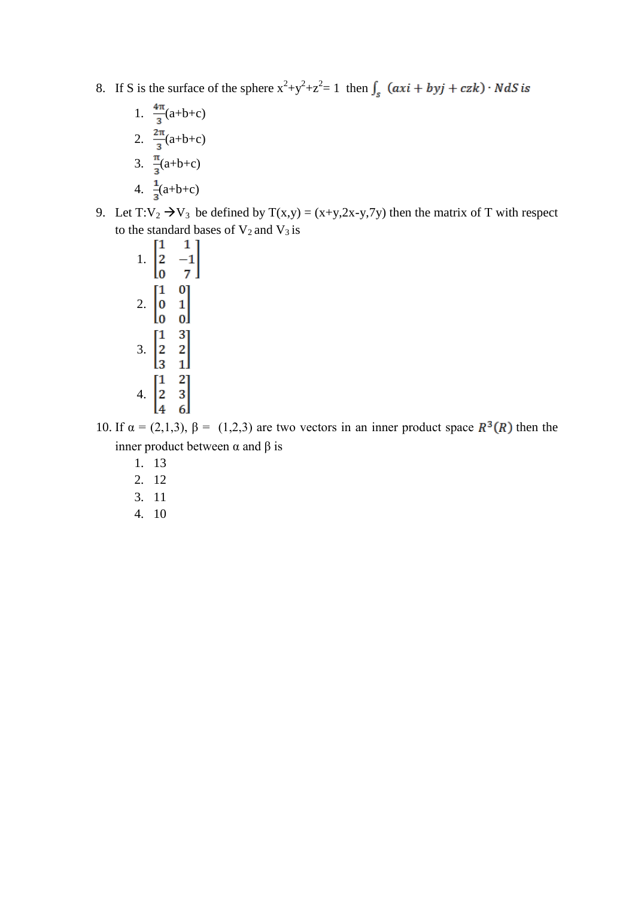8. If S is the surface of the sphere $x^2+y^2+z^2= 1$ then $\int_s (axi + byj + czk) \cdot NdS$ is
   1. $\frac{4\pi}{3}$(a+b+c)
   2. $\frac{2\pi}{3}$(a+b+c)
   3. $\frac{\pi}{3}$(a+b+c)
   4. $\frac{1}{3}$(a+b+c)
9. Let $T:V_2 \rightarrow V_3$ be defined by T(x,y) = (x+y,2x-y,7y) then the matrix of T with respect to the standard bases of $V_2$ and $V_3$ is
   1. $\begin{bmatrix} 1 & 1 \\ 2 & -1 \\ 0 & 7 \end{bmatrix}$
   2. $\begin{bmatrix} 1 & 0 \\ 0 & 1 \\ 0 & 0 \end{bmatrix}$
   3. $\begin{bmatrix} 1 & 3 \\ 2 & 2 \\ 3 & 1 \end{bmatrix}$
   4. $\begin{bmatrix} 1 & 2 \\ 2 & 3 \\ 4 & 6 \end{bmatrix}$
10. If α = (2,1,3), β = (1,2,3) are two vectors in an inner product space $R^3(R)$ then the inner product between α and β is
    1. 13
    2. 12
    3. 11
    4. 10